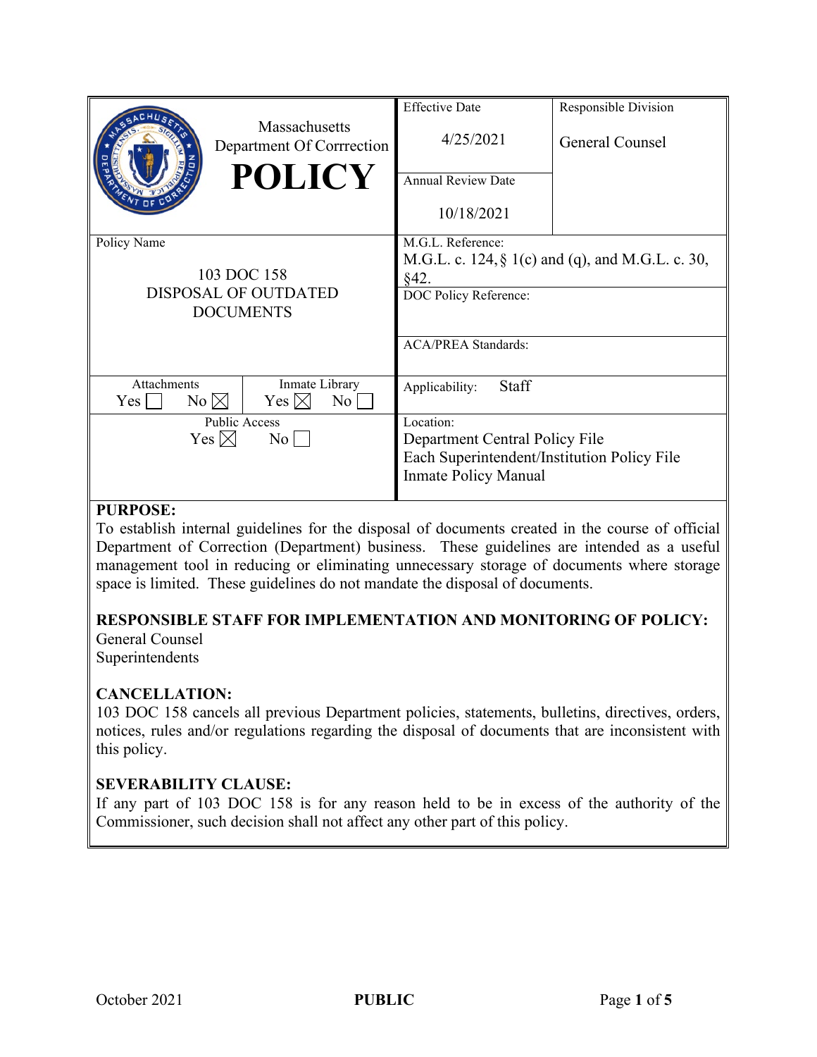| Massachusetts Department Of Corrrection **POLICY** | Effective Date 4/25/2021 | Responsible Division General Counsel |
|---|---|---|
| | Annual Review Date 10/18/2021 | |
| Policy Name 103 DOC 158 DISPOSAL OF OUTDATED DOCUMENTS | M.G.L. Reference: M.G.L. c. 124, § 1(c) and (q), and M.G.L. c. 30, §42. | |
| | DOC Policy Reference: | |
| | ACA/PREA Standards: | |
| Attachments: Yes ☐ No ☒ / Inmate Library: Yes ☒ No ☐ | Applicability: Staff | |
| Public Access: Yes ☒ No ☐ | Location: Department Central Policy File; Each Superintendent/Institution Policy File; Inmate Policy Manual | |

**PURPOSE:**
To establish internal guidelines for the disposal of documents created in the course of official Department of Correction (Department) business. These guidelines are intended as a useful management tool in reducing or eliminating unnecessary storage of documents where storage space is limited. These guidelines do not mandate the disposal of documents.

**RESPONSIBLE STAFF FOR IMPLEMENTATION AND MONITORING OF POLICY:**
General Counsel
Superintendents

**CANCELLATION:**
103 DOC 158 cancels all previous Department policies, statements, bulletins, directives, orders, notices, rules and/or regulations regarding the disposal of documents that are inconsistent with this policy.

**SEVERABILITY CLAUSE:**
If any part of 103 DOC 158 is for any reason held to be in excess of the authority of the Commissioner, such decision shall not affect any other part of this policy.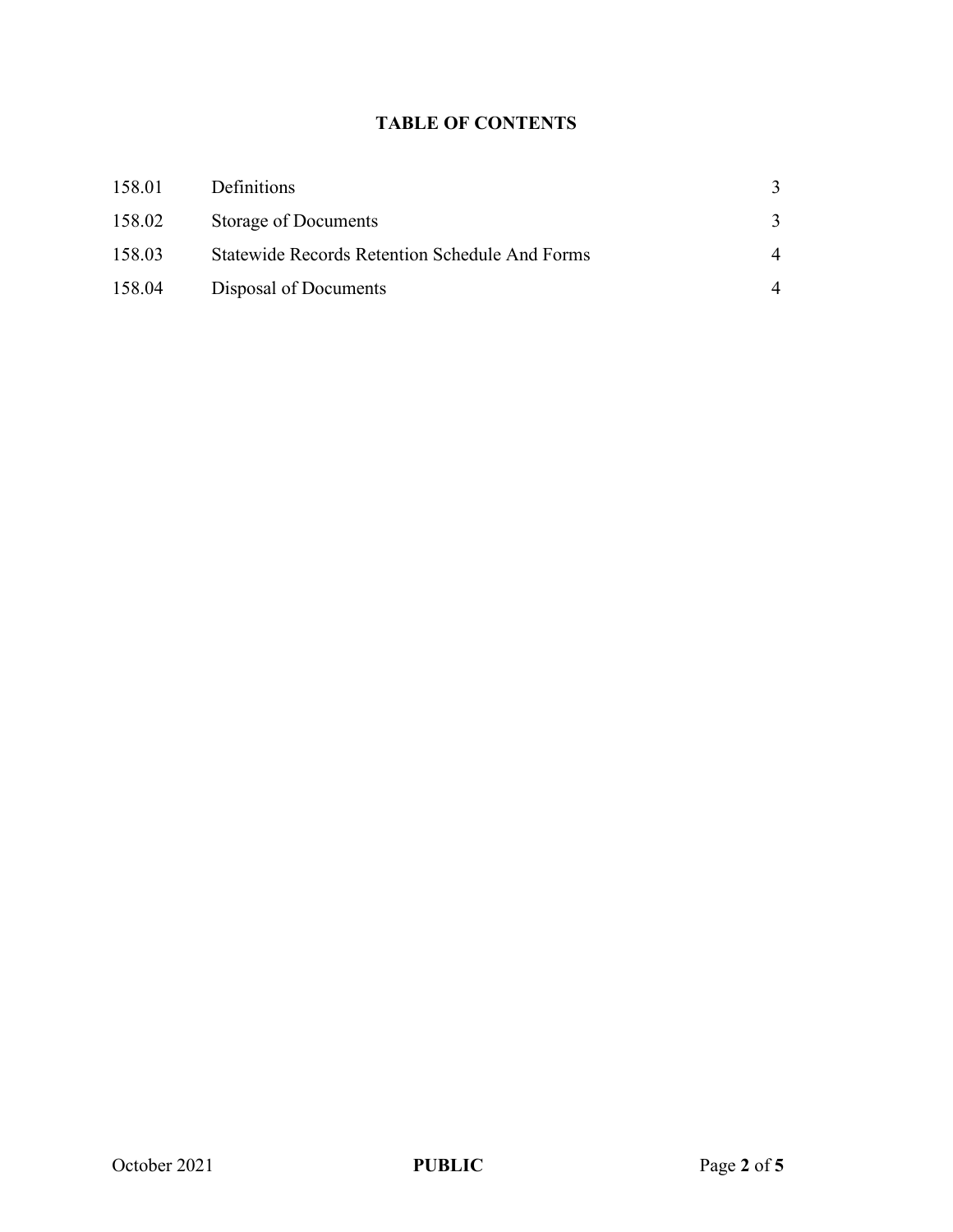**TABLE OF CONTENTS**

| | | |
|---|---|---|
| 158.01 | Definitions | 3 |
| 158.02 | Storage of Documents | 3 |
| 158.03 | Statewide Records Retention Schedule And Forms | 4 |
| 158.04 | Disposal of Documents | 4 |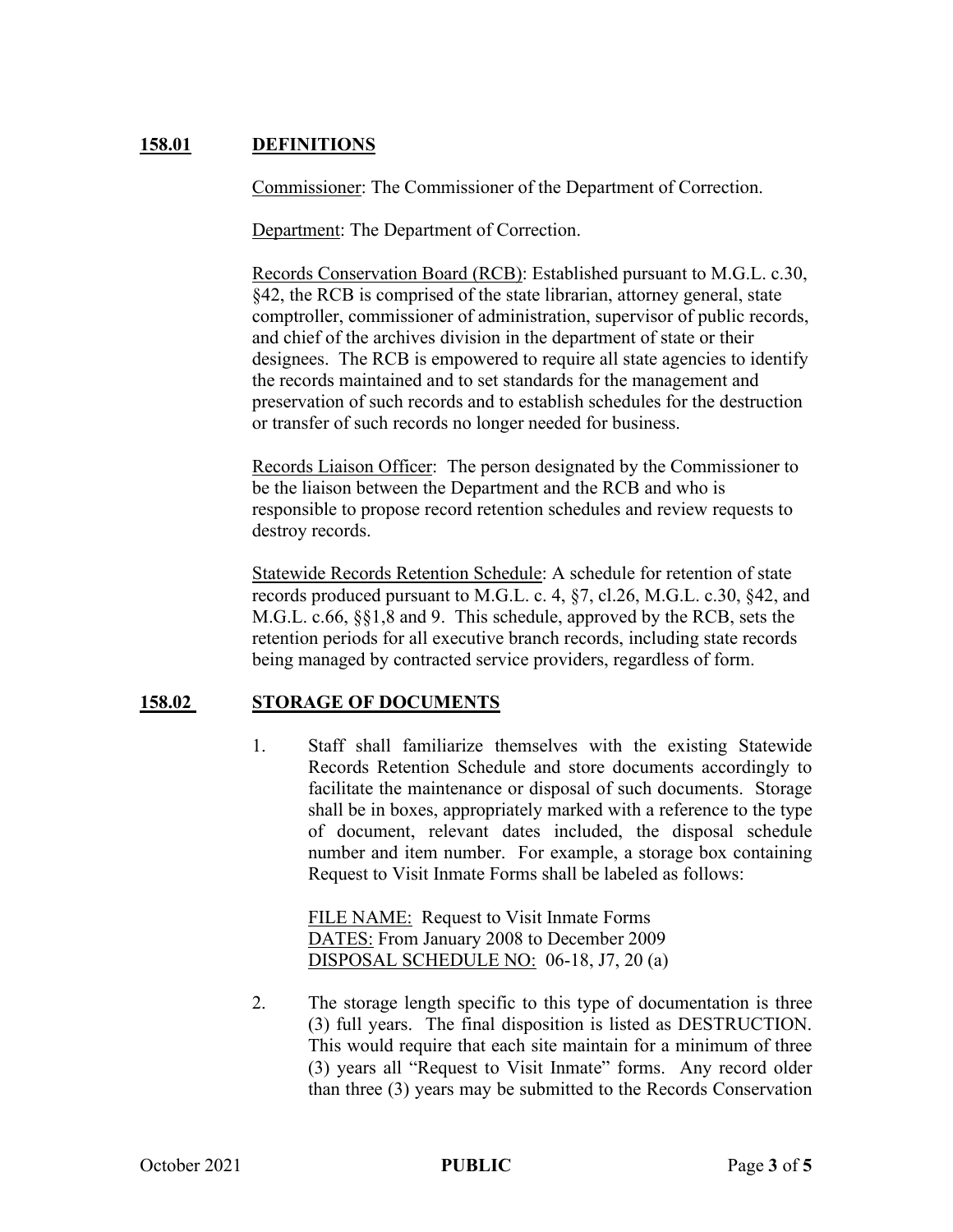## 158.01 DEFINITIONS

Commissioner: The Commissioner of the Department of Correction.

Department: The Department of Correction.

Records Conservation Board (RCB): Established pursuant to M.G.L. c.30, §42, the RCB is comprised of the state librarian, attorney general, state comptroller, commissioner of administration, supervisor of public records, and chief of the archives division in the department of state or their designees. The RCB is empowered to require all state agencies to identify the records maintained and to set standards for the management and preservation of such records and to establish schedules for the destruction or transfer of such records no longer needed for business.

Records Liaison Officer: The person designated by the Commissioner to be the liaison between the Department and the RCB and who is responsible to propose record retention schedules and review requests to destroy records.

Statewide Records Retention Schedule: A schedule for retention of state records produced pursuant to M.G.L. c. 4, §7, cl.26, M.G.L. c.30, §42, and M.G.L. c.66, §§1,8 and 9. This schedule, approved by the RCB, sets the retention periods for all executive branch records, including state records being managed by contracted service providers, regardless of form.

## 158.02 STORAGE OF DOCUMENTS

1. Staff shall familiarize themselves with the existing Statewide Records Retention Schedule and store documents accordingly to facilitate the maintenance or disposal of such documents. Storage shall be in boxes, appropriately marked with a reference to the type of document, relevant dates included, the disposal schedule number and item number. For example, a storage box containing Request to Visit Inmate Forms shall be labeled as follows:

   FILE NAME: Request to Visit Inmate Forms
   DATES: From January 2008 to December 2009
   DISPOSAL SCHEDULE NO: 06-18, J7, 20 (a)

2. The storage length specific to this type of documentation is three (3) full years. The final disposition is listed as DESTRUCTION. This would require that each site maintain for a minimum of three (3) years all "Request to Visit Inmate" forms. Any record older than three (3) years may be submitted to the Records Conservation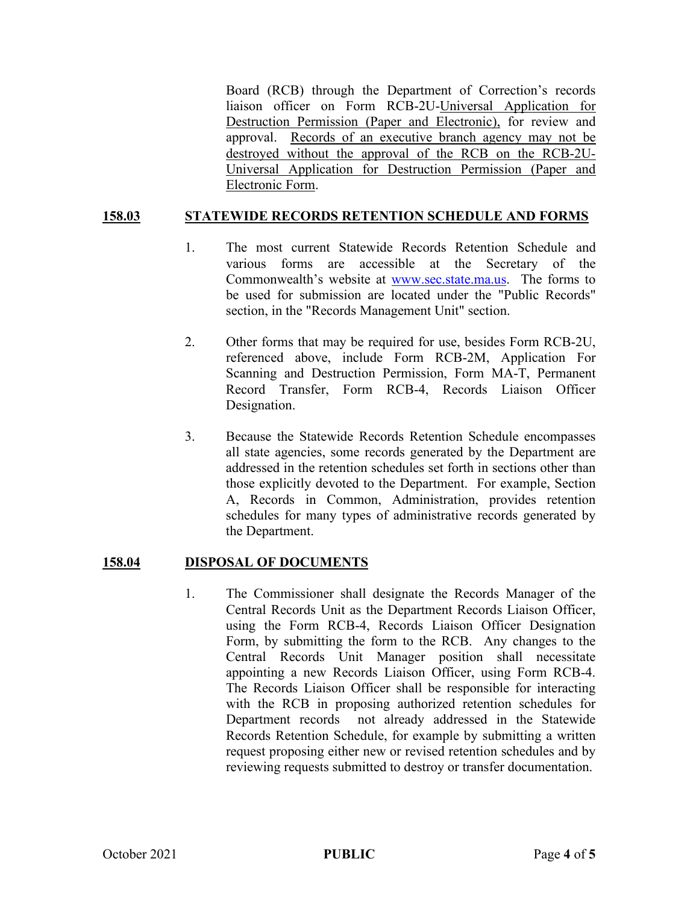Board (RCB) through the Department of Correction's records liaison officer on Form RCB-2U-Universal Application for Destruction Permission (Paper and Electronic), for review and approval. Records of an executive branch agency may not be destroyed without the approval of the RCB on the RCB-2U-Universal Application for Destruction Permission (Paper and Electronic Form.

## 158.03 STATEWIDE RECORDS RETENTION SCHEDULE AND FORMS

1. The most current Statewide Records Retention Schedule and various forms are accessible at the Secretary of the Commonwealth's website at www.sec.state.ma.us. The forms to be used for submission are located under the "Public Records" section, in the "Records Management Unit" section.

2. Other forms that may be required for use, besides Form RCB-2U, referenced above, include Form RCB-2M, Application For Scanning and Destruction Permission, Form MA-T, Permanent Record Transfer, Form RCB-4, Records Liaison Officer Designation.

3. Because the Statewide Records Retention Schedule encompasses all state agencies, some records generated by the Department are addressed in the retention schedules set forth in sections other than those explicitly devoted to the Department. For example, Section A, Records in Common, Administration, provides retention schedules for many types of administrative records generated by the Department.

## 158.04 DISPOSAL OF DOCUMENTS

1. The Commissioner shall designate the Records Manager of the Central Records Unit as the Department Records Liaison Officer, using the Form RCB-4, Records Liaison Officer Designation Form, by submitting the form to the RCB. Any changes to the Central Records Unit Manager position shall necessitate appointing a new Records Liaison Officer, using Form RCB-4. The Records Liaison Officer shall be responsible for interacting with the RCB in proposing authorized retention schedules for Department records not already addressed in the Statewide Records Retention Schedule, for example by submitting a written request proposing either new or revised retention schedules and by reviewing requests submitted to destroy or transfer documentation.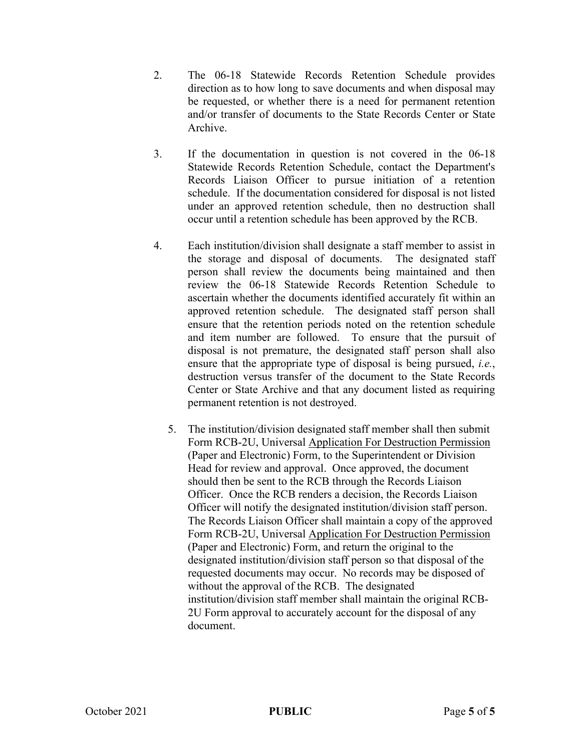2. The 06-18 Statewide Records Retention Schedule provides direction as to how long to save documents and when disposal may be requested, or whether there is a need for permanent retention and/or transfer of documents to the State Records Center or State Archive.

3. If the documentation in question is not covered in the 06-18 Statewide Records Retention Schedule, contact the Department's Records Liaison Officer to pursue initiation of a retention schedule. If the documentation considered for disposal is not listed under an approved retention schedule, then no destruction shall occur until a retention schedule has been approved by the RCB.

4. Each institution/division shall designate a staff member to assist in the storage and disposal of documents. The designated staff person shall review the documents being maintained and then review the 06-18 Statewide Records Retention Schedule to ascertain whether the documents identified accurately fit within an approved retention schedule. The designated staff person shall ensure that the retention periods noted on the retention schedule and item number are followed. To ensure that the pursuit of disposal is not premature, the designated staff person shall also ensure that the appropriate type of disposal is being pursued, *i.e.*, destruction versus transfer of the document to the State Records Center or State Archive and that any document listed as requiring permanent retention is not destroyed.

5. The institution/division designated staff member shall then submit Form RCB-2U, Universal <u>Application For Destruction Permission</u> (Paper and Electronic) Form, to the Superintendent or Division Head for review and approval. Once approved, the document should then be sent to the RCB through the Records Liaison Officer. Once the RCB renders a decision, the Records Liaison Officer will notify the designated institution/division staff person. The Records Liaison Officer shall maintain a copy of the approved Form RCB-2U, Universal <u>Application For Destruction Permission</u> (Paper and Electronic) Form, and return the original to the designated institution/division staff person so that disposal of the requested documents may occur. No records may be disposed of without the approval of the RCB. The designated institution/division staff member shall maintain the original RCB-2U Form approval to accurately account for the disposal of any document.